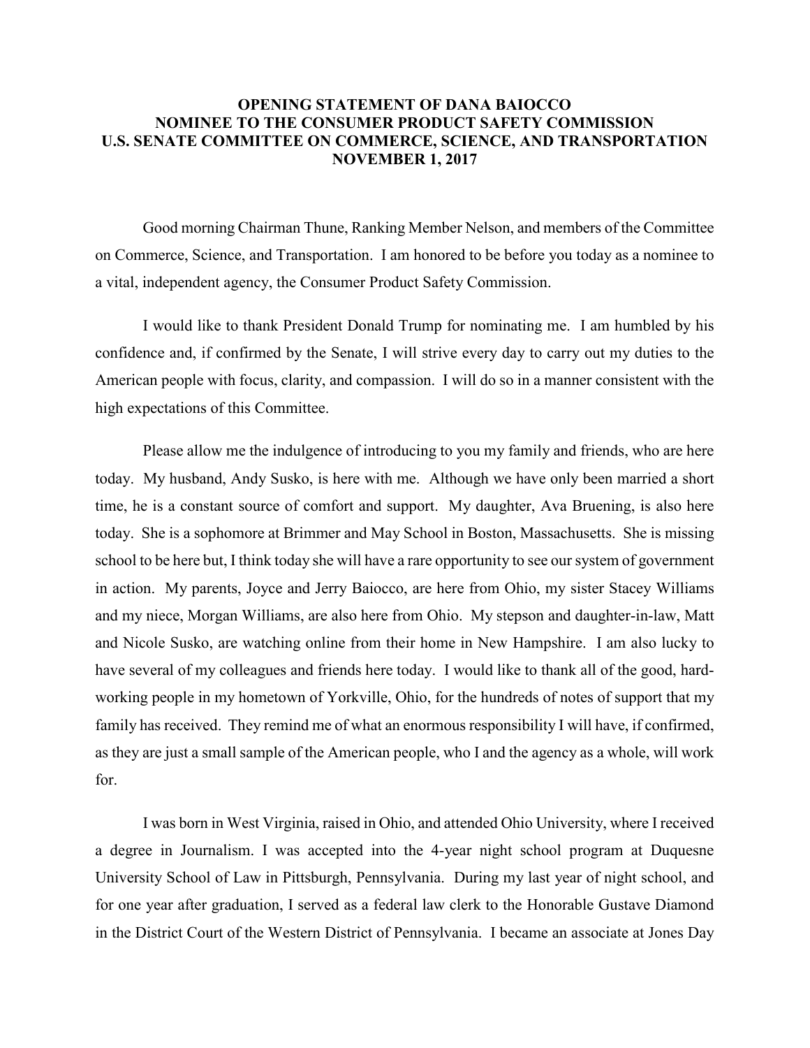**OPENING STATEMENT OF DANA BAIOCCO**
**NOMINEE TO THE CONSUMER PRODUCT SAFETY COMMISSION**
**U.S. SENATE COMMITTEE ON COMMERCE, SCIENCE, AND TRANSPORTATION**
**NOVEMBER 1, 2017**

Good morning Chairman Thune, Ranking Member Nelson, and members of the Committee on Commerce, Science, and Transportation. I am honored to be before you today as a nominee to a vital, independent agency, the Consumer Product Safety Commission.

I would like to thank President Donald Trump for nominating me. I am humbled by his confidence and, if confirmed by the Senate, I will strive every day to carry out my duties to the American people with focus, clarity, and compassion. I will do so in a manner consistent with the high expectations of this Committee.

Please allow me the indulgence of introducing to you my family and friends, who are here today. My husband, Andy Susko, is here with me. Although we have only been married a short time, he is a constant source of comfort and support. My daughter, Ava Bruening, is also here today. She is a sophomore at Brimmer and May School in Boston, Massachusetts. She is missing school to be here but, I think today she will have a rare opportunity to see our system of government in action. My parents, Joyce and Jerry Baiocco, are here from Ohio, my sister Stacey Williams and my niece, Morgan Williams, are also here from Ohio. My stepson and daughter-in-law, Matt and Nicole Susko, are watching online from their home in New Hampshire. I am also lucky to have several of my colleagues and friends here today. I would like to thank all of the good, hard-working people in my hometown of Yorkville, Ohio, for the hundreds of notes of support that my family has received. They remind me of what an enormous responsibility I will have, if confirmed, as they are just a small sample of the American people, who I and the agency as a whole, will work for.

I was born in West Virginia, raised in Ohio, and attended Ohio University, where I received a degree in Journalism. I was accepted into the 4-year night school program at Duquesne University School of Law in Pittsburgh, Pennsylvania. During my last year of night school, and for one year after graduation, I served as a federal law clerk to the Honorable Gustave Diamond in the District Court of the Western District of Pennsylvania. I became an associate at Jones Day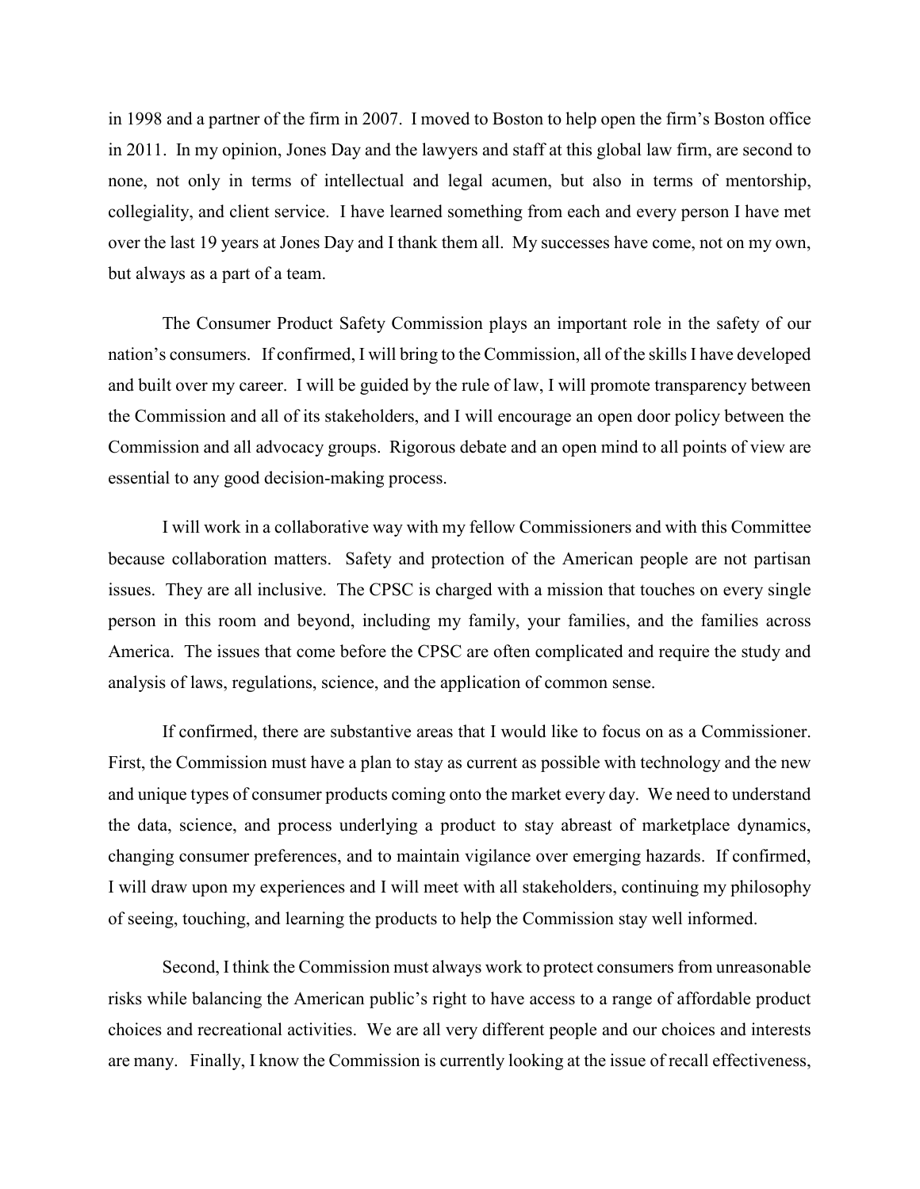in 1998 and a partner of the firm in 2007. I moved to Boston to help open the firm's Boston office in 2011. In my opinion, Jones Day and the lawyers and staff at this global law firm, are second to none, not only in terms of intellectual and legal acumen, but also in terms of mentorship, collegiality, and client service. I have learned something from each and every person I have met over the last 19 years at Jones Day and I thank them all. My successes have come, not on my own, but always as a part of a team.

The Consumer Product Safety Commission plays an important role in the safety of our nation's consumers. If confirmed, I will bring to the Commission, all of the skills I have developed and built over my career. I will be guided by the rule of law, I will promote transparency between the Commission and all of its stakeholders, and I will encourage an open door policy between the Commission and all advocacy groups. Rigorous debate and an open mind to all points of view are essential to any good decision-making process.

I will work in a collaborative way with my fellow Commissioners and with this Committee because collaboration matters. Safety and protection of the American people are not partisan issues. They are all inclusive. The CPSC is charged with a mission that touches on every single person in this room and beyond, including my family, your families, and the families across America. The issues that come before the CPSC are often complicated and require the study and analysis of laws, regulations, science, and the application of common sense.

If confirmed, there are substantive areas that I would like to focus on as a Commissioner. First, the Commission must have a plan to stay as current as possible with technology and the new and unique types of consumer products coming onto the market every day. We need to understand the data, science, and process underlying a product to stay abreast of marketplace dynamics, changing consumer preferences, and to maintain vigilance over emerging hazards. If confirmed, I will draw upon my experiences and I will meet with all stakeholders, continuing my philosophy of seeing, touching, and learning the products to help the Commission stay well informed.

Second, I think the Commission must always work to protect consumers from unreasonable risks while balancing the American public's right to have access to a range of affordable product choices and recreational activities. We are all very different people and our choices and interests are many. Finally, I know the Commission is currently looking at the issue of recall effectiveness,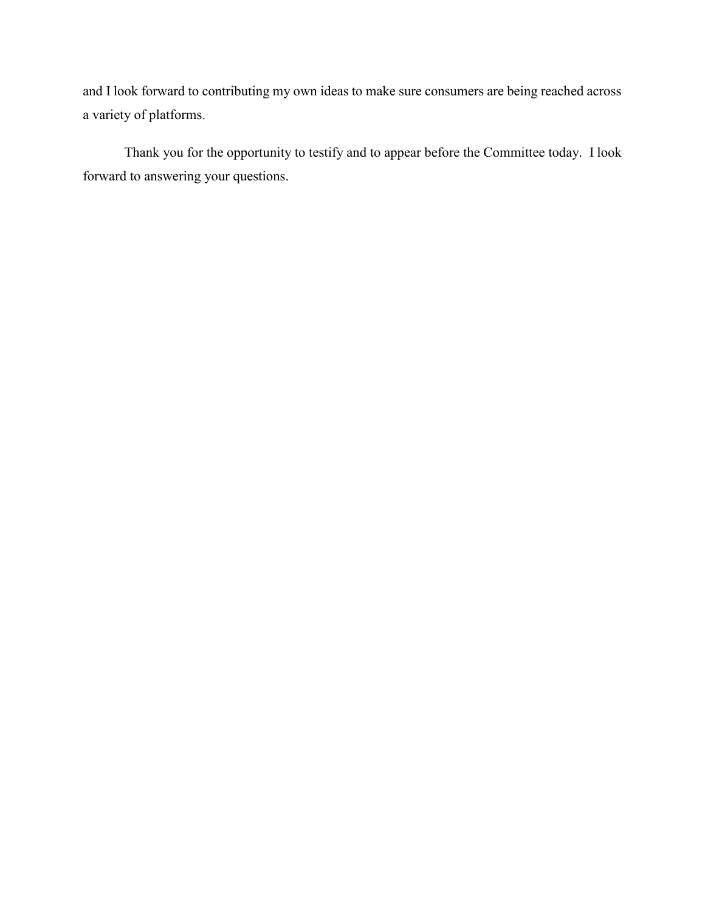and I look forward to contributing my own ideas to make sure consumers are being reached across a variety of platforms.

Thank you for the opportunity to testify and to appear before the Committee today. I look forward to answering your questions.